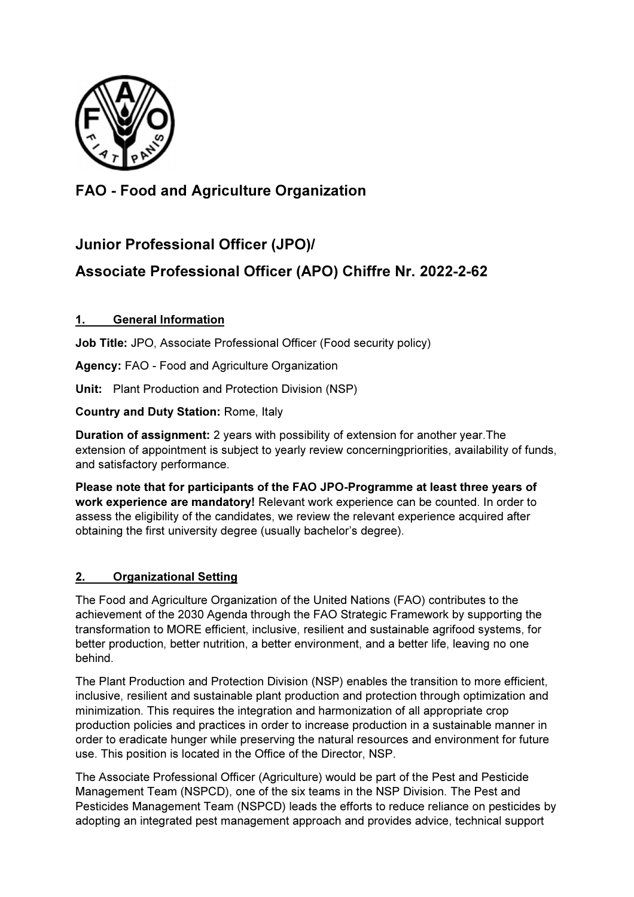# FAO - Food and Agriculture Organization

# Junior Professional Officer (JPO)/
# Associate Professional Officer (APO) Chiffre Nr. 2022-2-62

## 1. General Information

**Job Title:** JPO, Associate Professional Officer (Food security policy)

**Agency:** FAO - Food and Agriculture Organization

**Unit:** Plant Production and Protection Division (NSP)

**Country and Duty Station:** Rome, Italy

**Duration of assignment:** 2 years with possibility of extension for another year.The extension of appointment is subject to yearly review concerningpriorities, availability of funds, and satisfactory performance.

**Please note that for participants of the FAO JPO-Programme at least three years of work experience are mandatory!** Relevant work experience can be counted. In order to assess the eligibility of the candidates, we review the relevant experience acquired after obtaining the first university degree (usually bachelor's degree).

## 2. Organizational Setting

The Food and Agriculture Organization of the United Nations (FAO) contributes to the achievement of the 2030 Agenda through the FAO Strategic Framework by supporting the transformation to MORE efficient, inclusive, resilient and sustainable agrifood systems, for better production, better nutrition, a better environment, and a better life, leaving no one behind.

The Plant Production and Protection Division (NSP) enables the transition to more efficient, inclusive, resilient and sustainable plant production and protection through optimization and minimization. This requires the integration and harmonization of all appropriate crop production policies and practices in order to increase production in a sustainable manner in order to eradicate hunger while preserving the natural resources and environment for future use. This position is located in the Office of the Director, NSP.

The Associate Professional Officer (Agriculture) would be part of the Pest and Pesticide Management Team (NSPCD), one of the six teams in the NSP Division. The Pest and Pesticides Management Team (NSPCD) leads the efforts to reduce reliance on pesticides by adopting an integrated pest management approach and provides advice, technical support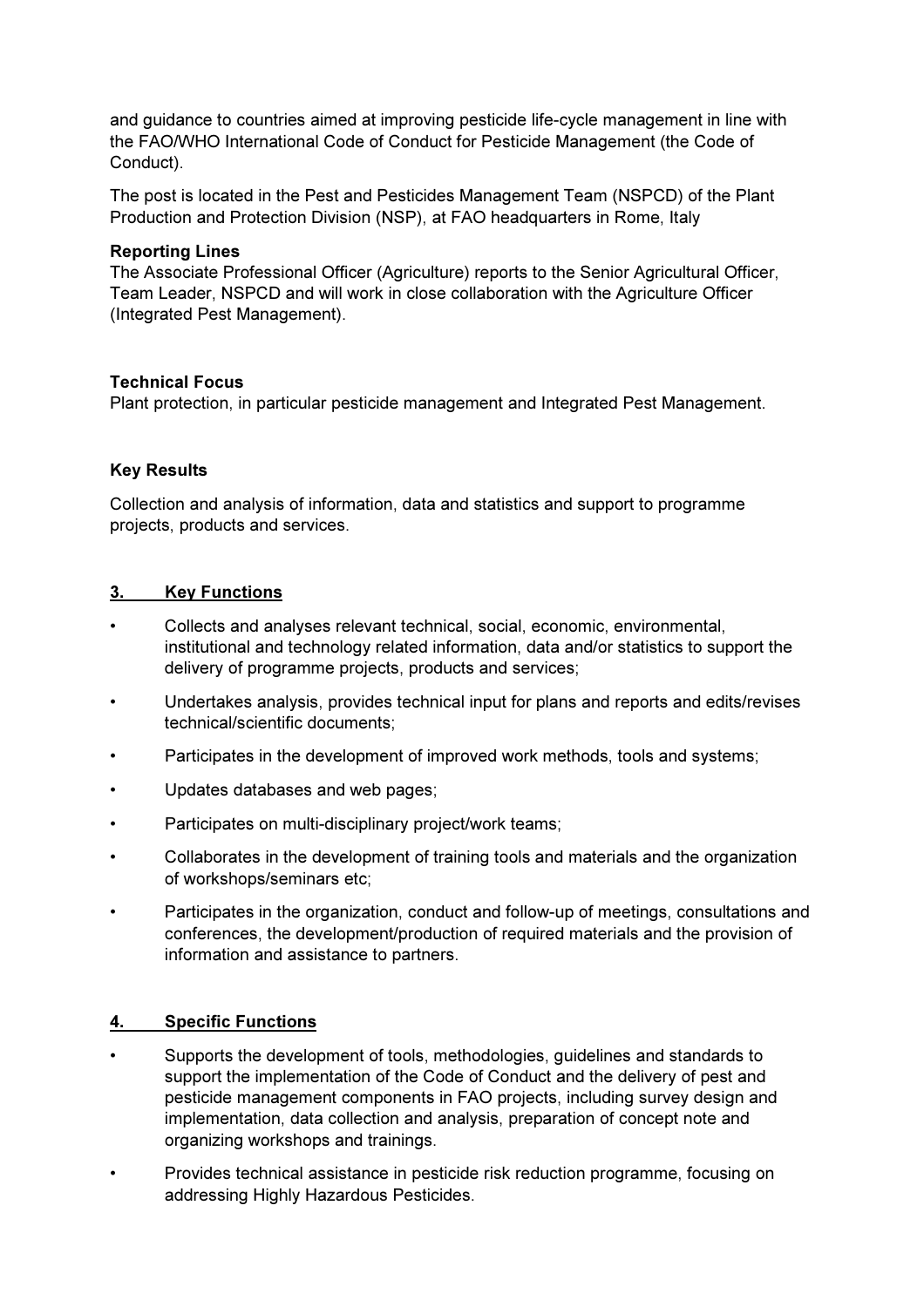and guidance to countries aimed at improving pesticide life-cycle management in line with the FAO/WHO International Code of Conduct for Pesticide Management (the Code of Conduct).

The post is located in the Pest and Pesticides Management Team (NSPCD) of the Plant Production and Protection Division (NSP), at FAO headquarters in Rome, Italy

**Reporting Lines**
The Associate Professional Officer (Agriculture) reports to the Senior Agricultural Officer, Team Leader, NSPCD and will work in close collaboration with the Agriculture Officer (Integrated Pest Management).

**Technical Focus**
Plant protection, in particular pesticide management and Integrated Pest Management.

**Key Results**

Collection and analysis of information, data and statistics and support to programme projects, products and services.

## 3. Key Functions

- Collects and analyses relevant technical, social, economic, environmental, institutional and technology related information, data and/or statistics to support the delivery of programme projects, products and services;
- Undertakes analysis, provides technical input for plans and reports and edits/revises technical/scientific documents;
- Participates in the development of improved work methods, tools and systems;
- Updates databases and web pages;
- Participates on multi-disciplinary project/work teams;
- Collaborates in the development of training tools and materials and the organization of workshops/seminars etc;
- Participates in the organization, conduct and follow-up of meetings, consultations and conferences, the development/production of required materials and the provision of information and assistance to partners.

## 4. Specific Functions

- Supports the development of tools, methodologies, guidelines and standards to support the implementation of the Code of Conduct and the delivery of pest and pesticide management components in FAO projects, including survey design and implementation, data collection and analysis, preparation of concept note and organizing workshops and trainings.
- Provides technical assistance in pesticide risk reduction programme, focusing on addressing Highly Hazardous Pesticides.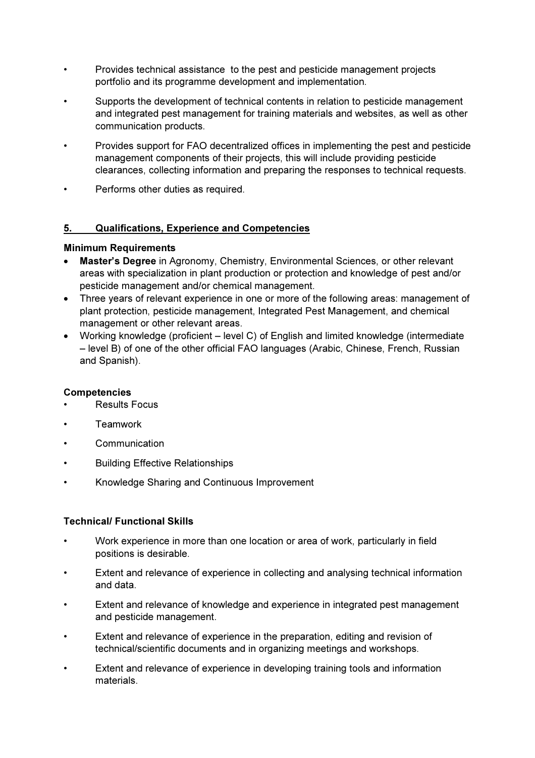- Provides technical assistance to the pest and pesticide management projects portfolio and its programme development and implementation.
- Supports the development of technical contents in relation to pesticide management and integrated pest management for training materials and websites, as well as other communication products.
- Provides support for FAO decentralized offices in implementing the pest and pesticide management components of their projects, this will include providing pesticide clearances, collecting information and preparing the responses to technical requests.
- Performs other duties as required.

## 5. Qualifications, Experience and Competencies

**Minimum Requirements**

- **Master's Degree** in Agronomy, Chemistry, Environmental Sciences, or other relevant areas with specialization in plant production or protection and knowledge of pest and/or pesticide management and/or chemical management.
- Three years of relevant experience in one or more of the following areas: management of plant protection, pesticide management, Integrated Pest Management, and chemical management or other relevant areas.
- Working knowledge (proficient – level C) of English and limited knowledge (intermediate – level B) of one of the other official FAO languages (Arabic, Chinese, French, Russian and Spanish).

**Competencies**

- Results Focus
- Teamwork
- Communication
- Building Effective Relationships
- Knowledge Sharing and Continuous Improvement

**Technical/ Functional Skills**

- Work experience in more than one location or area of work, particularly in field positions is desirable.
- Extent and relevance of experience in collecting and analysing technical information and data.
- Extent and relevance of knowledge and experience in integrated pest management and pesticide management.
- Extent and relevance of experience in the preparation, editing and revision of technical/scientific documents and in organizing meetings and workshops.
- Extent and relevance of experience in developing training tools and information materials.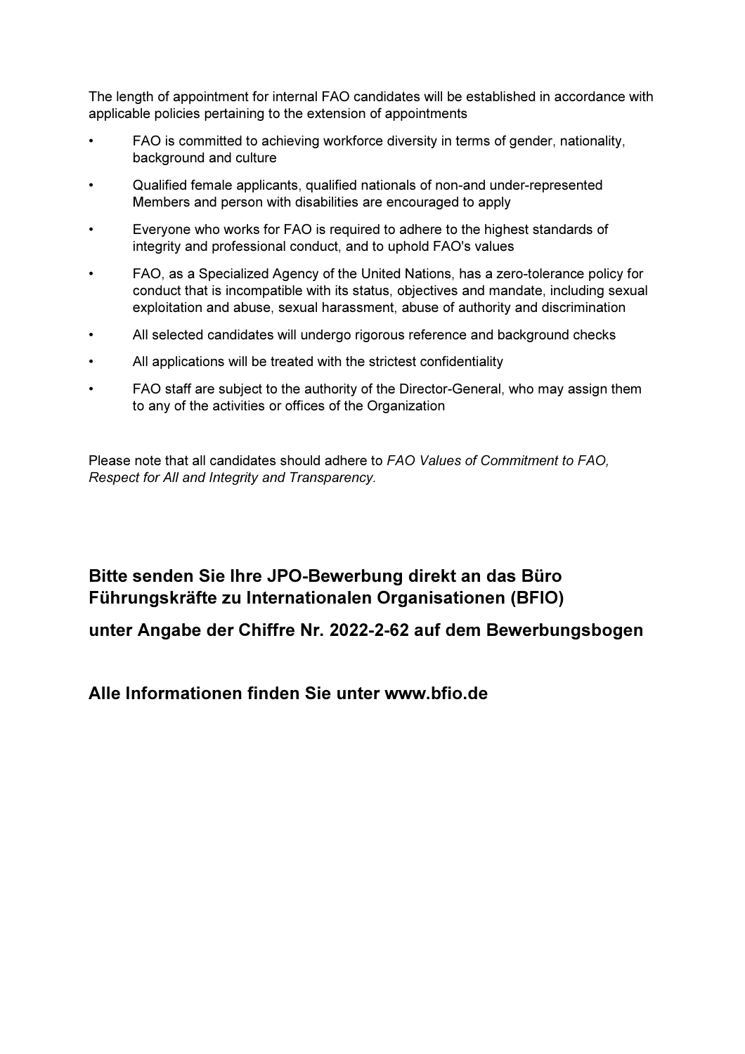The length of appointment for internal FAO candidates will be established in accordance with applicable policies pertaining to the extension of appointments

- FAO is committed to achieving workforce diversity in terms of gender, nationality, background and culture
- Qualified female applicants, qualified nationals of non-and under-represented Members and person with disabilities are encouraged to apply
- Everyone who works for FAO is required to adhere to the highest standards of integrity and professional conduct, and to uphold FAO's values
- FAO, as a Specialized Agency of the United Nations, has a zero-tolerance policy for conduct that is incompatible with its status, objectives and mandate, including sexual exploitation and abuse, sexual harassment, abuse of authority and discrimination
- All selected candidates will undergo rigorous reference and background checks
- All applications will be treated with the strictest confidentiality
- FAO staff are subject to the authority of the Director-General, who may assign them to any of the activities or offices of the Organization

Please note that all candidates should adhere to *FAO Values of Commitment to FAO, Respect for All and Integrity and Transparency.*

**Bitte senden Sie Ihre JPO-Bewerbung direkt an das Büro Führungskräfte zu Internationalen Organisationen (BFIO)**

**unter Angabe der Chiffre Nr. 2022-2-62 auf dem Bewerbungsbogen**

**Alle Informationen finden Sie unter www.bfio.de**